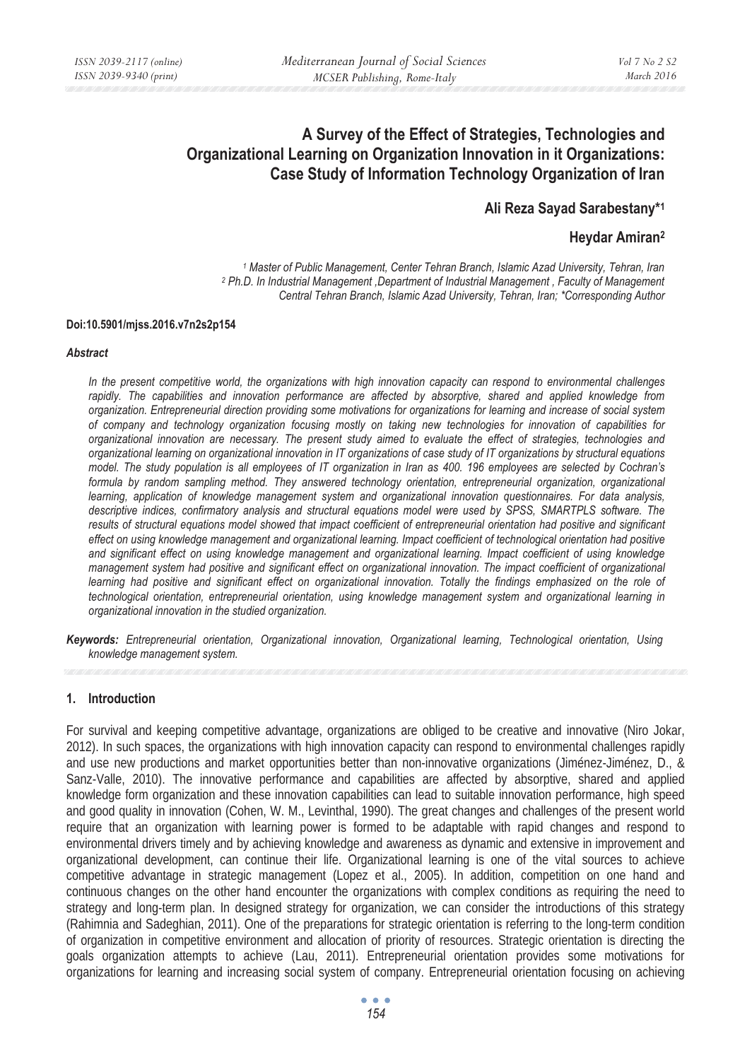# A Survey of the Effect of Strategies, Technologies and Organizational Learning on Organization Innovation in it Organizations: Case Study of Information Technology Organization of Iran

**Ali Reza Sayad Sarabestany*[1]**

**Heydar Amiran[2]**

*[1] Master of Public Management, Center Tehran Branch, Islamic Azad University, Tehran, Iran*
*[2] Ph.D. In Industrial Management ,Department of Industrial Management , Faculty of Management Central Tehran Branch, Islamic Azad University, Tehran, Iran; *Corresponding Author*

**Doi:10.5901/mjss.2016.v7n2s2p154**

### *Abstract*

*In the present competitive world, the organizations with high innovation capacity can respond to environmental challenges rapidly. The capabilities and innovation performance are affected by absorptive, shared and applied knowledge from organization. Entrepreneurial direction providing some motivations for organizations for learning and increase of social system of company and technology organization focusing mostly on taking new technologies for innovation of capabilities for organizational innovation are necessary. The present study aimed to evaluate the effect of strategies, technologies and organizational learning on organizational innovation in IT organizations of case study of IT organizations by structural equations model. The study population is all employees of IT organization in Iran as 400. 196 employees are selected by Cochran's formula by random sampling method. They answered technology orientation, entrepreneurial organization, organizational learning, application of knowledge management system and organizational innovation questionnaires. For data analysis, descriptive indices, confirmatory analysis and structural equations model were used by SPSS, SMARTPLS software. The results of structural equations model showed that impact coefficient of entrepreneurial orientation had positive and significant effect on using knowledge management and organizational learning. Impact coefficient of technological orientation had positive and significant effect on using knowledge management and organizational learning. Impact coefficient of using knowledge management system had positive and significant effect on organizational innovation. The impact coefficient of organizational learning had positive and significant effect on organizational innovation. Totally the findings emphasized on the role of technological orientation, entrepreneurial orientation, using knowledge management system and organizational learning in organizational innovation in the studied organization.*

***Keywords:** Entrepreneurial orientation, Organizational innovation, Organizational learning, Technological orientation, Using knowledge management system.*

## 1. Introduction

For survival and keeping competitive advantage, organizations are obliged to be creative and innovative (Niro Jokar, 2012). In such spaces, the organizations with high innovation capacity can respond to environmental challenges rapidly and use new productions and market opportunities better than non-innovative organizations (Jiménez-Jiménez, D., & Sanz-Valle, 2010). The innovative performance and capabilities are affected by absorptive, shared and applied knowledge form organization and these innovation capabilities can lead to suitable innovation performance, high speed and good quality in innovation (Cohen, W. M., Levinthal, 1990). The great changes and challenges of the present world require that an organization with learning power is formed to be adaptable with rapid changes and respond to environmental drivers timely and by achieving knowledge and awareness as dynamic and extensive in improvement and organizational development, can continue their life. Organizational learning is one of the vital sources to achieve competitive advantage in strategic management (Lopez et al., 2005). In addition, competition on one hand and continuous changes on the other hand encounter the organizations with complex conditions as requiring the need to strategy and long-term plan. In designed strategy for organization, we can consider the introductions of this strategy (Rahimnia and Sadeghian, 2011). One of the preparations for strategic orientation is referring to the long-term condition of organization in competitive environment and allocation of priority of resources. Strategic orientation is directing the goals organization attempts to achieve (Lau, 2011). Entrepreneurial orientation provides some motivations for organizations for learning and increasing social system of company. Entrepreneurial orientation focusing on achieving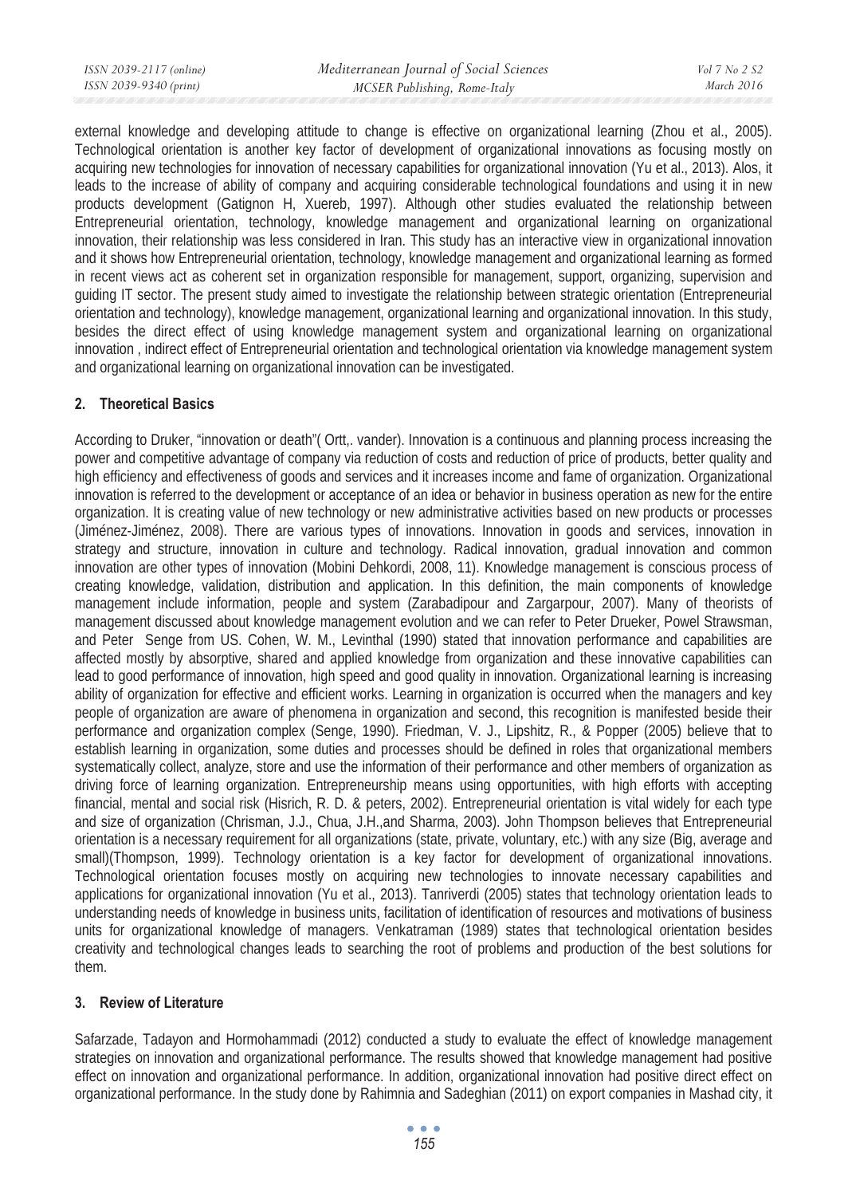external knowledge and developing attitude to change is effective on organizational learning (Zhou et al., 2005). Technological orientation is another key factor of development of organizational innovations as focusing mostly on acquiring new technologies for innovation of necessary capabilities for organizational innovation (Yu et al., 2013). Alos, it leads to the increase of ability of company and acquiring considerable technological foundations and using it in new products development (Gatignon H, Xuereb, 1997). Although other studies evaluated the relationship between Entrepreneurial orientation, technology, knowledge management and organizational learning on organizational innovation, their relationship was less considered in Iran. This study has an interactive view in organizational innovation and it shows how Entrepreneurial orientation, technology, knowledge management and organizational learning as formed in recent views act as coherent set in organization responsible for management, support, organizing, supervision and guiding IT sector. The present study aimed to investigate the relationship between strategic orientation (Entrepreneurial orientation and technology), knowledge management, organizational learning and organizational innovation. In this study, besides the direct effect of using knowledge management system and organizational learning on organizational innovation , indirect effect of Entrepreneurial orientation and technological orientation via knowledge management system and organizational learning on organizational innovation can be investigated.

## 2. Theoretical Basics

According to Druker, "innovation or death"( Ortt,. vander). Innovation is a continuous and planning process increasing the power and competitive advantage of company via reduction of costs and reduction of price of products, better quality and high efficiency and effectiveness of goods and services and it increases income and fame of organization. Organizational innovation is referred to the development or acceptance of an idea or behavior in business operation as new for the entire organization. It is creating value of new technology or new administrative activities based on new products or processes (Jiménez-Jiménez, 2008). There are various types of innovations. Innovation in goods and services, innovation in strategy and structure, innovation in culture and technology. Radical innovation, gradual innovation and common innovation are other types of innovation (Mobini Dehkordi, 2008, 11). Knowledge management is conscious process of creating knowledge, validation, distribution and application. In this definition, the main components of knowledge management include information, people and system (Zarabadipour and Zargarpour, 2007). Many of theorists of management discussed about knowledge management evolution and we can refer to Peter Drueker, Powel Strawsman, and Peter Senge from US. Cohen, W. M., Levinthal (1990) stated that innovation performance and capabilities are affected mostly by absorptive, shared and applied knowledge from organization and these innovative capabilities can lead to good performance of innovation, high speed and good quality in innovation. Organizational learning is increasing ability of organization for effective and efficient works. Learning in organization is occurred when the managers and key people of organization are aware of phenomena in organization and second, this recognition is manifested beside their performance and organization complex (Senge, 1990). Friedman, V. J., Lipshitz, R., & Popper (2005) believe that to establish learning in organization, some duties and processes should be defined in roles that organizational members systematically collect, analyze, store and use the information of their performance and other members of organization as driving force of learning organization. Entrepreneurship means using opportunities, with high efforts with accepting financial, mental and social risk (Hisrich, R. D. & peters, 2002). Entrepreneurial orientation is vital widely for each type and size of organization (Chrisman, J.J., Chua, J.H.,and Sharma, 2003). John Thompson believes that Entrepreneurial orientation is a necessary requirement for all organizations (state, private, voluntary, etc.) with any size (Big, average and small)(Thompson, 1999). Technology orientation is a key factor for development of organizational innovations. Technological orientation focuses mostly on acquiring new technologies to innovate necessary capabilities and applications for organizational innovation (Yu et al., 2013). Tanriverdi (2005) states that technology orientation leads to understanding needs of knowledge in business units, facilitation of identification of resources and motivations of business units for organizational knowledge of managers. Venkatraman (1989) states that technological orientation besides creativity and technological changes leads to searching the root of problems and production of the best solutions for them.

## 3. Review of Literature

Safarzade, Tadayon and Hormohammadi (2012) conducted a study to evaluate the effect of knowledge management strategies on innovation and organizational performance. The results showed that knowledge management had positive effect on innovation and organizational performance. In addition, organizational innovation had positive direct effect on organizational performance. In the study done by Rahimnia and Sadeghian (2011) on export companies in Mashad city, it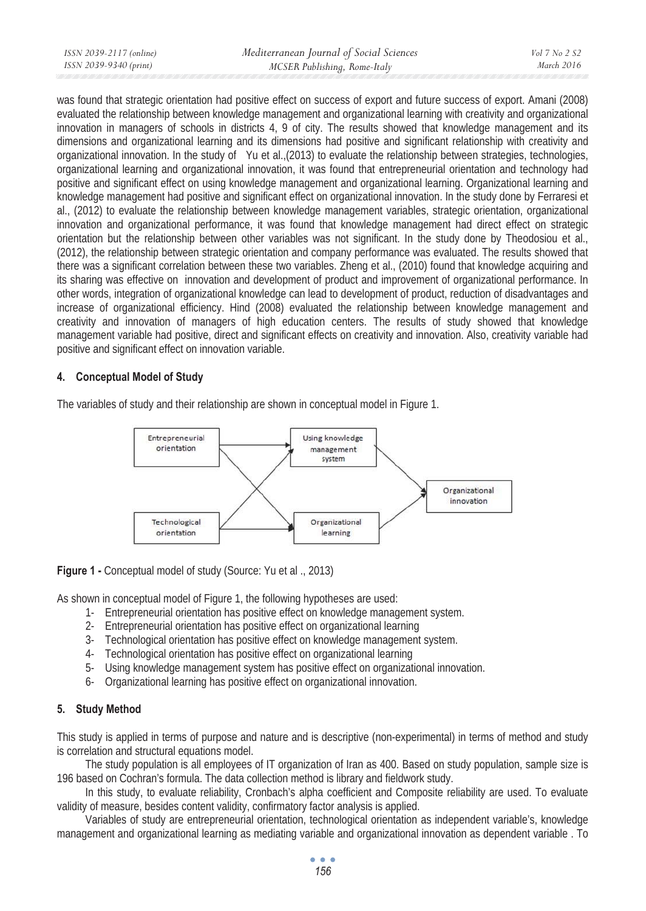was found that strategic orientation had positive effect on success of export and future success of export. Amani (2008) evaluated the relationship between knowledge management and organizational learning with creativity and organizational innovation in managers of schools in districts 4, 9 of city. The results showed that knowledge management and its dimensions and organizational learning and its dimensions had positive and significant relationship with creativity and organizational innovation. In the study of Yu et al.,(2013) to evaluate the relationship between strategies, technologies, organizational learning and organizational innovation, it was found that entrepreneurial orientation and technology had positive and significant effect on using knowledge management and organizational learning. Organizational learning and knowledge management had positive and significant effect on organizational innovation. In the study done by Ferraresi et al., (2012) to evaluate the relationship between knowledge management variables, strategic orientation, organizational innovation and organizational performance, it was found that knowledge management had direct effect on strategic orientation but the relationship between other variables was not significant. In the study done by Theodosiou et al., (2012), the relationship between strategic orientation and company performance was evaluated. The results showed that there was a significant correlation between these two variables. Zheng et al., (2010) found that knowledge acquiring and its sharing was effective on innovation and development of product and improvement of organizational performance. In other words, integration of organizational knowledge can lead to development of product, reduction of disadvantages and increase of organizational efficiency. Hind (2008) evaluated the relationship between knowledge management and creativity and innovation of managers of high education centers. The results of study showed that knowledge management variable had positive, direct and significant effects on creativity and innovation. Also, creativity variable had positive and significant effect on innovation variable.

## 4. Conceptual Model of Study

The variables of study and their relationship are shown in conceptual model in Figure 1.

Entrepreneurial orientation → Using knowledge management system; Entrepreneurial orientation → Organizational learning; Technological orientation → Using knowledge management system; Technological orientation → Organizational learning; Using knowledge management system → Organizational innovation; Organizational learning → Organizational innovation

**Figure 1 -** Conceptual model of study (Source: Yu et al ., 2013)

As shown in conceptual model of Figure 1, the following hypotheses are used:

1- Entrepreneurial orientation has positive effect on knowledge management system.
2- Entrepreneurial orientation has positive effect on organizational learning
3- Technological orientation has positive effect on knowledge management system.
4- Technological orientation has positive effect on organizational learning
5- Using knowledge management system has positive effect on organizational innovation.
6- Organizational learning has positive effect on organizational innovation.

## 5. Study Method

This study is applied in terms of purpose and nature and is descriptive (non-experimental) in terms of method and study is correlation and structural equations model.

The study population is all employees of IT organization of Iran as 400. Based on study population, sample size is 196 based on Cochran's formula. The data collection method is library and fieldwork study.

In this study, to evaluate reliability, Cronbach's alpha coefficient and Composite reliability are used. To evaluate validity of measure, besides content validity, confirmatory factor analysis is applied.

Variables of study are entrepreneurial orientation, technological orientation as independent variable's, knowledge management and organizational learning as mediating variable and organizational innovation as dependent variable . To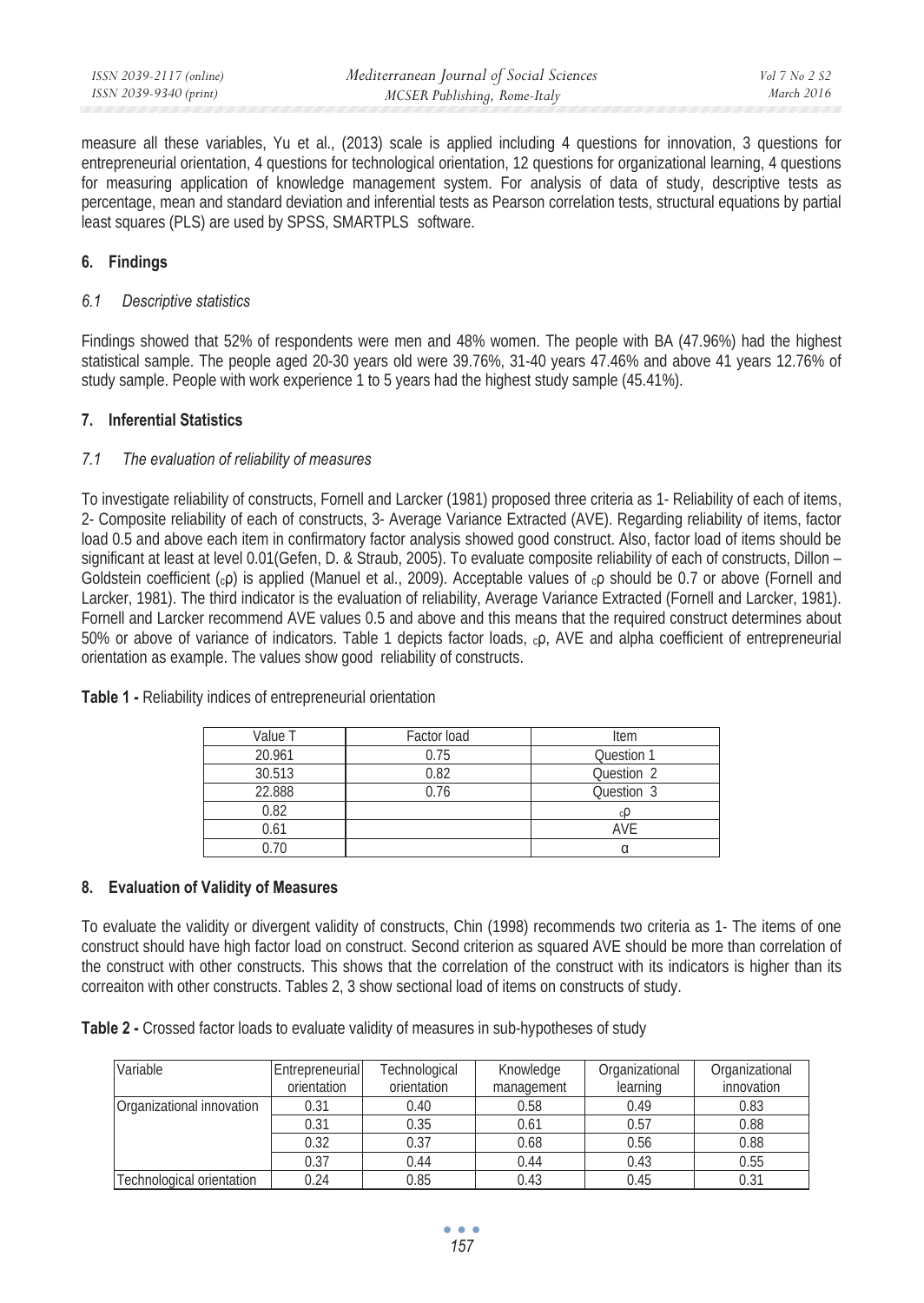measure all these variables, Yu et al., (2013) scale is applied including 4 questions for innovation, 3 questions for entrepreneurial orientation, 4 questions for technological orientation, 12 questions for organizational learning, 4 questions for measuring application of knowledge management system. For analysis of data of study, descriptive tests as percentage, mean and standard deviation and inferential tests as Pearson correlation tests, structural equations by partial least squares (PLS) are used by SPSS, SMARTPLS software.

## 6. Findings

### *6.1 Descriptive statistics*

Findings showed that 52% of respondents were men and 48% women. The people with BA (47.96%) had the highest statistical sample. The people aged 20-30 years old were 39.76%, 31-40 years 47.46% and above 41 years 12.76% of study sample. People with work experience 1 to 5 years had the highest study sample (45.41%).

## 7. Inferential Statistics

### *7.1 The evaluation of reliability of measures*

To investigate reliability of constructs, Fornell and Larcker (1981) proposed three criteria as 1- Reliability of each of items, 2- Composite reliability of each of constructs, 3- Average Variance Extracted (AVE). Regarding reliability of items, factor load 0.5 and above each item in confirmatory factor analysis showed good construct. Also, factor load of items should be significant at least at level 0.01(Gefen, D. & Straub, 2005). To evaluate composite reliability of each of constructs, Dillon – Goldstein coefficient ($_c\rho$) is applied (Manuel et al., 2009). Acceptable values of $_c\rho$ should be 0.7 or above (Fornell and Larcker, 1981). The third indicator is the evaluation of reliability, Average Variance Extracted (Fornell and Larcker, 1981). Fornell and Larcker recommend AVE values 0.5 and above and this means that the required construct determines about 50% or above of variance of indicators. Table 1 depicts factor loads, $_c\rho$, AVE and alpha coefficient of entrepreneurial orientation as example. The values show good reliability of constructs.

**Table 1 -** Reliability indices of entrepreneurial orientation

| Value T | Factor load | Item |
|---|---|---|
| 20.961 | 0.75 | Question 1 |
| 30.513 | 0.82 | Question 2 |
| 22.888 | 0.76 | Question 3 |
| 0.82 | | $_c\rho$ |
| 0.61 | | AVE |
| 0.70 | | α |

## 8. Evaluation of Validity of Measures

To evaluate the validity or divergent validity of constructs, Chin (1998) recommends two criteria as 1- The items of one construct should have high factor load on construct. Second criterion as squared AVE should be more than correlation of the construct with other constructs. This shows that the correlation of the construct with its indicators is higher than its correaiton with other constructs. Tables 2, 3 show sectional load of items on constructs of study.

**Table 2 -** Crossed factor loads to evaluate validity of measures in sub-hypotheses of study

| Variable | Entrepreneurial orientation | Technological orientation | Knowledge management | Organizational learning | Organizational innovation |
|---|---|---|---|---|---|
| Organizational innovation | 0.31 | 0.40 | 0.58 | 0.49 | 0.83 |
| | 0.31 | 0.35 | 0.61 | 0.57 | 0.88 |
| | 0.32 | 0.37 | 0.68 | 0.56 | 0.88 |
| | 0.37 | 0.44 | 0.44 | 0.43 | 0.55 |
| Technological orientation | 0.24 | 0.85 | 0.43 | 0.45 | 0.31 |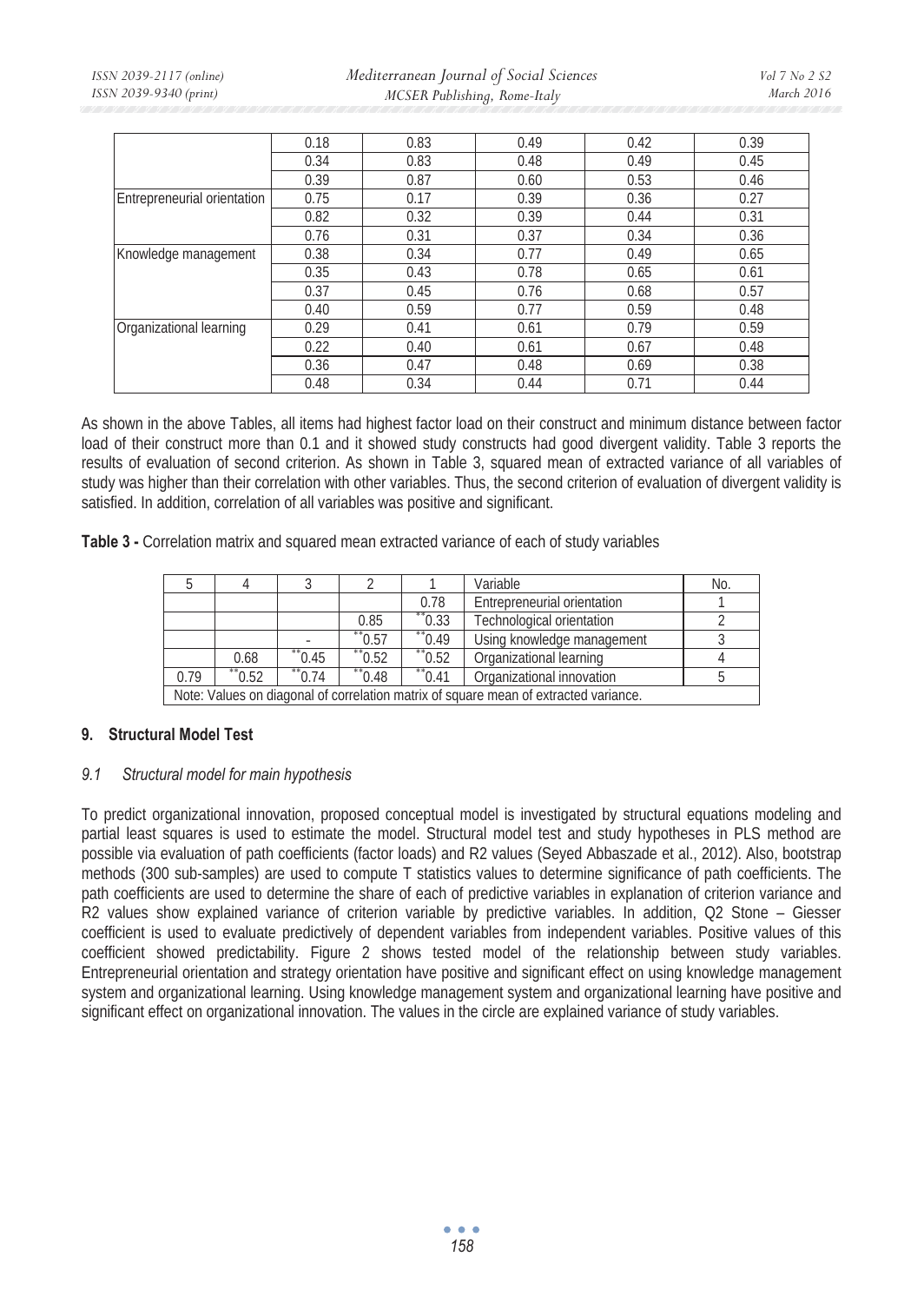| | | | | | |
|---|---|---|---|---|---|
| | 0.18 | 0.83 | 0.49 | 0.42 | 0.39 |
| | 0.34 | 0.83 | 0.48 | 0.49 | 0.45 |
| | 0.39 | 0.87 | 0.60 | 0.53 | 0.46 |
| Entrepreneurial orientation | 0.75 | 0.17 | 0.39 | 0.36 | 0.27 |
| | 0.82 | 0.32 | 0.39 | 0.44 | 0.31 |
| | 0.76 | 0.31 | 0.37 | 0.34 | 0.36 |
| Knowledge management | 0.38 | 0.34 | 0.77 | 0.49 | 0.65 |
| | 0.35 | 0.43 | 0.78 | 0.65 | 0.61 |
| | 0.37 | 0.45 | 0.76 | 0.68 | 0.57 |
| | 0.40 | 0.59 | 0.77 | 0.59 | 0.48 |
| Organizational learning | 0.29 | 0.41 | 0.61 | 0.79 | 0.59 |
| | 0.22 | 0.40 | 0.61 | 0.67 | 0.48 |
| | 0.36 | 0.47 | 0.48 | 0.69 | 0.38 |
| | 0.48 | 0.34 | 0.44 | 0.71 | 0.44 |

As shown in the above Tables, all items had highest factor load on their construct and minimum distance between factor load of their construct more than 0.1 and it showed study constructs had good divergent validity. Table 3 reports the results of evaluation of second criterion. As shown in Table 3, squared mean of extracted variance of all variables of study was higher than their correlation with other variables. Thus, the second criterion of evaluation of divergent validity is satisfied. In addition, correlation of all variables was positive and significant.

**Table 3 -** Correlation matrix and squared mean extracted variance of each of study variables

| 5 | 4 | 3 | 2 | 1 | Variable | No. |
|---|---|---|---|---|---|---|
| | | | | 0.78 | Entrepreneurial orientation | 1 |
| | | | 0.85 | **0.33 | Technological orientation | 2 |
| | | - | **0.57 | **0.49 | Using knowledge management | 3 |
| | 0.68 | **0.45 | **0.52 | **0.52 | Organizational learning | 4 |
| 0.79 | **0.52 | **0.74 | **0.48 | **0.41 | Organizational innovation | 5 |

Note: Values on diagonal of correlation matrix of square mean of extracted variance.

## 9. Structural Model Test

### *9.1 Structural model for main hypothesis*

To predict organizational innovation, proposed conceptual model is investigated by structural equations modeling and partial least squares is used to estimate the model. Structural model test and study hypotheses in PLS method are possible via evaluation of path coefficients (factor loads) and R2 values (Seyed Abbaszade et al., 2012). Also, bootstrap methods (300 sub-samples) are used to compute T statistics values to determine significance of path coefficients. The path coefficients are used to determine the share of each of predictive variables in explanation of criterion variance and R2 values show explained variance of criterion variable by predictive variables. In addition, Q2 Stone – Giesser coefficient is used to evaluate predictively of dependent variables from independent variables. Positive values of this coefficient showed predictability. Figure 2 shows tested model of the relationship between study variables. Entrepreneurial orientation and strategy orientation have positive and significant effect on using knowledge management system and organizational learning. Using knowledge management system and organizational learning have positive and significant effect on organizational innovation. The values in the circle are explained variance of study variables.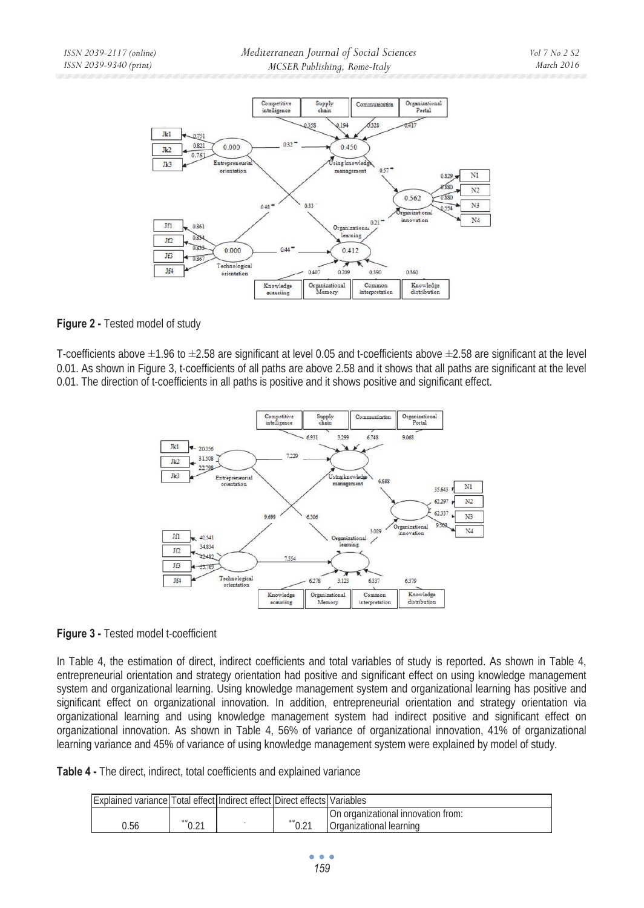**Figure 2 -** Tested model of study

T-coefficients above ±1.96 to ±2.58 are significant at level 0.05 and t-coefficients above ±2.58 are significant at the level 0.01. As shown in Figure 3, t-coefficients of all paths are above 2.58 and it shows that all paths are significant at the level 0.01. The direction of t-coefficients in all paths is positive and it shows positive and significant effect.

**Figure 3 -** Tested model t-coefficient

In Table 4, the estimation of direct, indirect coefficients and total variables of study is reported. As shown in Table 4, entrepreneurial orientation and strategy orientation had positive and significant effect on using knowledge management system and organizational learning. Using knowledge management system and organizational learning has positive and significant effect on organizational innovation. In addition, entrepreneurial orientation and strategy orientation via organizational learning and using knowledge management system had indirect positive and significant effect on organizational innovation. As shown in Table 4, 56% of variance of organizational innovation, 41% of organizational learning variance and 45% of variance of using knowledge management system were explained by model of study.

**Table 4 -** The direct, indirect, total coefficients and explained variance

| Explained variance | Total effect | Indirect effect | Direct effects | Variables |
|---|---|---|---|---|
| | | | | On organizational innovation from: |
| 0.56 | **0.21 | - | **0.21 | Organizational learning |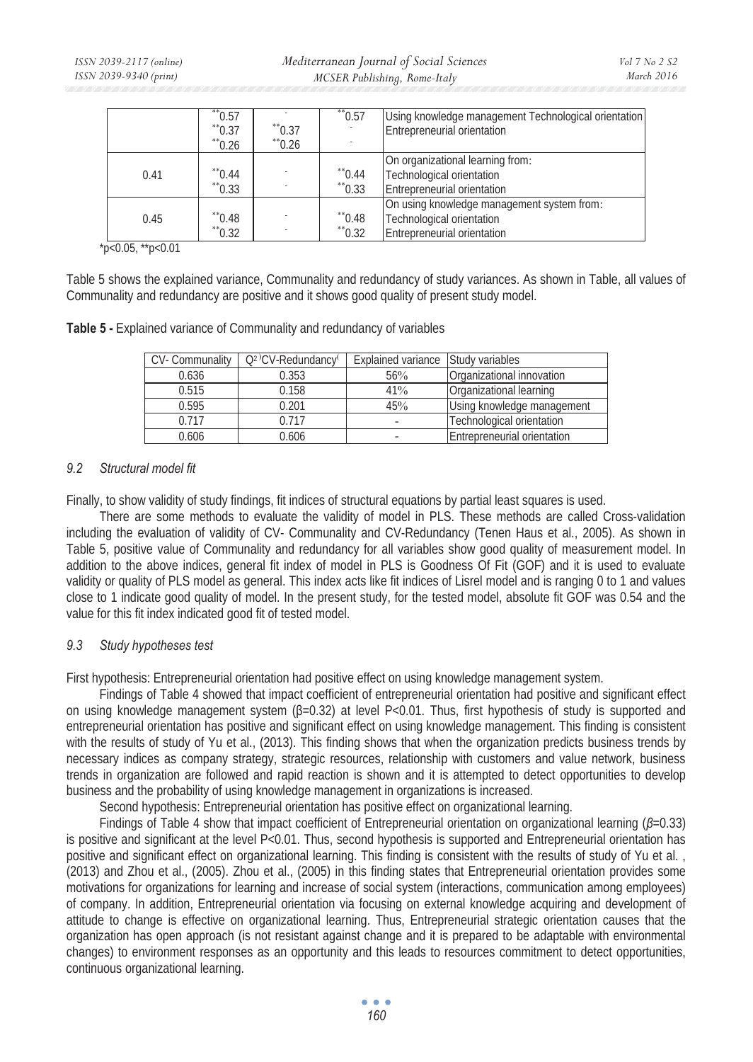| | $^{**}$0.57<br>$^{**}$0.37<br>$^{**}$0.26 | -<br>$^{**}$0.37<br>$^{**}$0.26 | $^{**}$0.57<br>-<br>- | Using knowledge management Technological orientation<br>Entrepreneurial orientation |
|---|---|---|---|---|
| 0.41 | $^{**}$0.44<br>$^{**}$0.33 | -<br>- | $^{**}$0.44<br>$^{**}$0.33 | On organizational learning from:<br>Technological orientation<br>Entrepreneurial orientation |
| 0.45 | $^{**}$0.48<br>$^{**}$0.32 | -<br>- | $^{**}$0.48<br>$^{**}$0.32 | On using knowledge management system from:<br>Technological orientation<br>Entrepreneurial orientation |

*p<0.05, **p<0.01

Table 5 shows the explained variance, Communality and redundancy of study variances. As shown in Table, all values of Communality and redundancy are positive and it shows good quality of present study model.

**Table 5 -** Explained variance of Communality and redundancy of variables

| CV- Communality | $Q^2$ )CV-Redundancy( | Explained variance | Study variables |
|---|---|---|---|
| 0.636 | 0.353 | 56% | Organizational innovation |
| 0.515 | 0.158 | 41% | Organizational learning |
| 0.595 | 0.201 | 45% | Using knowledge management |
| 0.717 | 0.717 | - | Technological orientation |
| 0.606 | 0.606 | - | Entrepreneurial orientation |

### *9.2 Structural model fit*

Finally, to show validity of study findings, fit indices of structural equations by partial least squares is used.

There are some methods to evaluate the validity of model in PLS. These methods are called Cross-validation including the evaluation of validity of CV- Communality and CV-Redundancy (Tenen Haus et al., 2005). As shown in Table 5, positive value of Communality and redundancy for all variables show good quality of measurement model. In addition to the above indices, general fit index of model in PLS is Goodness Of Fit (GOF) and it is used to evaluate validity or quality of PLS model as general. This index acts like fit indices of Lisrel model and is ranging 0 to 1 and values close to 1 indicate good quality of model. In the present study, for the tested model, absolute fit GOF was 0.54 and the value for this fit index indicated good fit of tested model.

### *9.3 Study hypotheses test*

First hypothesis: Entrepreneurial orientation had positive effect on using knowledge management system.

Findings of Table 4 showed that impact coefficient of entrepreneurial orientation had positive and significant effect on using knowledge management system ($\beta$=0.32) at level P<0.01. Thus, first hypothesis of study is supported and entrepreneurial orientation has positive and significant effect on using knowledge management. This finding is consistent with the results of study of Yu et al., (2013). This finding shows that when the organization predicts business trends by necessary indices as company strategy, strategic resources, relationship with customers and value network, business trends in organization are followed and rapid reaction is shown and it is attempted to detect opportunities to develop business and the probability of using knowledge management in organizations is increased.

Second hypothesis: Entrepreneurial orientation has positive effect on organizational learning.

Findings of Table 4 show that impact coefficient of Entrepreneurial orientation on organizational learning ($\beta$=0.33) is positive and significant at the level P<0.01. Thus, second hypothesis is supported and Entrepreneurial orientation has positive and significant effect on organizational learning. This finding is consistent with the results of study of Yu et al. , (2013) and Zhou et al., (2005). Zhou et al., (2005) in this finding states that Entrepreneurial orientation provides some motivations for organizations for learning and increase of social system (interactions, communication among employees) of company. In addition, Entrepreneurial orientation via focusing on external knowledge acquiring and development of attitude to change is effective on organizational learning. Thus, Entrepreneurial strategic orientation causes that the organization has open approach (is not resistant against change and it is prepared to be adaptable with environmental changes) to environment responses as an opportunity and this leads to resources commitment to detect opportunities, continuous organizational learning.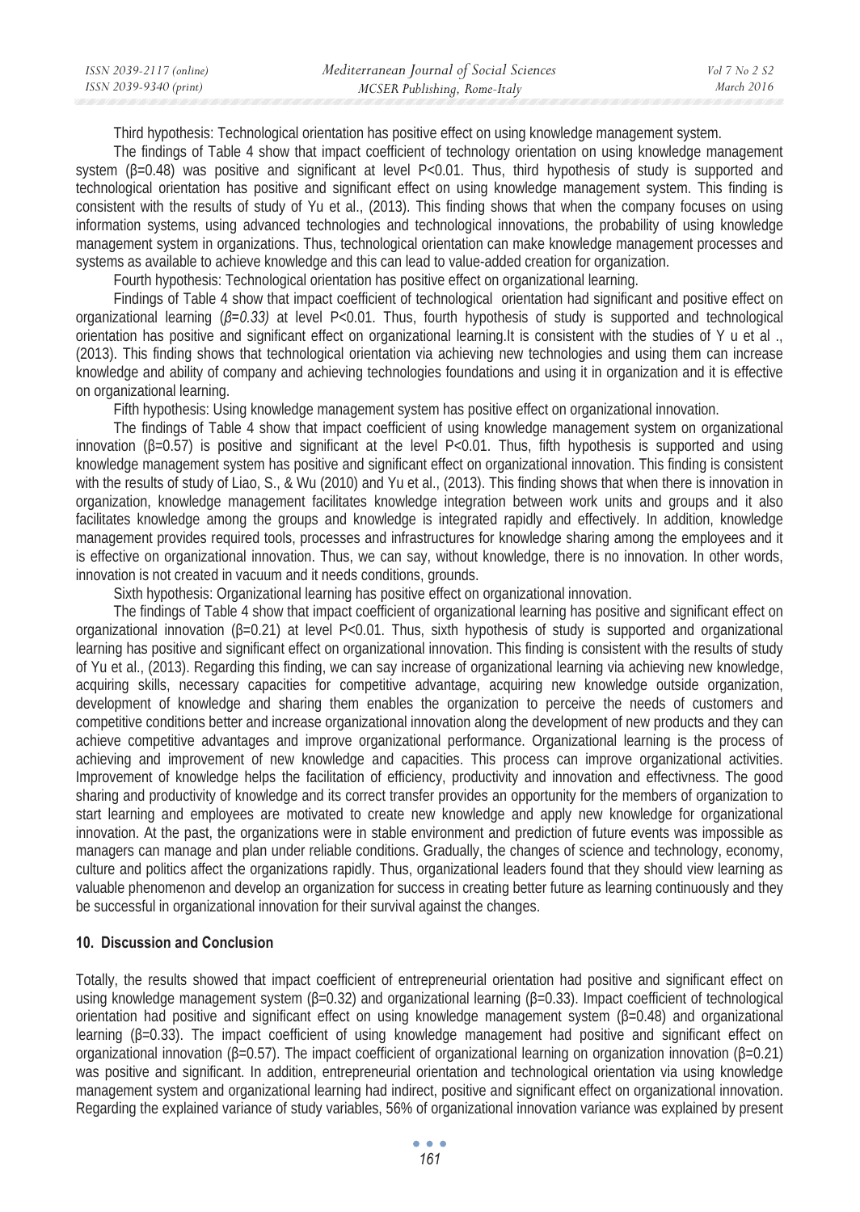Third hypothesis: Technological orientation has positive effect on using knowledge management system.

The findings of Table 4 show that impact coefficient of technology orientation on using knowledge management system (β=0.48) was positive and significant at level P<0.01. Thus, third hypothesis of study is supported and technological orientation has positive and significant effect on using knowledge management system. This finding is consistent with the results of study of Yu et al., (2013). This finding shows that when the company focuses on using information systems, using advanced technologies and technological innovations, the probability of using knowledge management system in organizations. Thus, technological orientation can make knowledge management processes and systems as available to achieve knowledge and this can lead to value-added creation for organization.

Fourth hypothesis: Technological orientation has positive effect on organizational learning.

Findings of Table 4 show that impact coefficient of technological orientation had significant and positive effect on organizational learning (*β=0.33)* at level P<0.01. Thus, fourth hypothesis of study is supported and technological orientation has positive and significant effect on organizational learning.It is consistent with the studies of Y u et al ., (2013). This finding shows that technological orientation via achieving new technologies and using them can increase knowledge and ability of company and achieving technologies foundations and using it in organization and it is effective on organizational learning.

Fifth hypothesis: Using knowledge management system has positive effect on organizational innovation.

The findings of Table 4 show that impact coefficient of using knowledge management system on organizational innovation (β=0.57) is positive and significant at the level P<0.01. Thus, fifth hypothesis is supported and using knowledge management system has positive and significant effect on organizational innovation. This finding is consistent with the results of study of Liao, S., & Wu (2010) and Yu et al., (2013). This finding shows that when there is innovation in organization, knowledge management facilitates knowledge integration between work units and groups and it also facilitates knowledge among the groups and knowledge is integrated rapidly and effectively. In addition, knowledge management provides required tools, processes and infrastructures for knowledge sharing among the employees and it is effective on organizational innovation. Thus, we can say, without knowledge, there is no innovation. In other words, innovation is not created in vacuum and it needs conditions, grounds.

Sixth hypothesis: Organizational learning has positive effect on organizational innovation.

The findings of Table 4 show that impact coefficient of organizational learning has positive and significant effect on organizational innovation (β=0.21) at level P<0.01. Thus, sixth hypothesis of study is supported and organizational learning has positive and significant effect on organizational innovation. This finding is consistent with the results of study of Yu et al., (2013). Regarding this finding, we can say increase of organizational learning via achieving new knowledge, acquiring skills, necessary capacities for competitive advantage, acquiring new knowledge outside organization, development of knowledge and sharing them enables the organization to perceive the needs of customers and competitive conditions better and increase organizational innovation along the development of new products and they can achieve competitive advantages and improve organizational performance. Organizational learning is the process of achieving and improvement of new knowledge and capacities. This process can improve organizational activities. Improvement of knowledge helps the facilitation of efficiency, productivity and innovation and effectivness. The good sharing and productivity of knowledge and its correct transfer provides an opportunity for the members of organization to start learning and employees are motivated to create new knowledge and apply new knowledge for organizational innovation. At the past, the organizations were in stable environment and prediction of future events was impossible as managers can manage and plan under reliable conditions. Gradually, the changes of science and technology, economy, culture and politics affect the organizations rapidly. Thus, organizational leaders found that they should view learning as valuable phenomenon and develop an organization for success in creating better future as learning continuously and they be successful in organizational innovation for their survival against the changes.

## 10. Discussion and Conclusion

Totally, the results showed that impact coefficient of entrepreneurial orientation had positive and significant effect on using knowledge management system (β=0.32) and organizational learning (β=0.33). Impact coefficient of technological orientation had positive and significant effect on using knowledge management system (β=0.48) and organizational learning (β=0.33). The impact coefficient of using knowledge management had positive and significant effect on organizational innovation (β=0.57). The impact coefficient of organizational learning on organization innovation (β=0.21) was positive and significant. In addition, entrepreneurial orientation and technological orientation via using knowledge management system and organizational learning had indirect, positive and significant effect on organizational innovation. Regarding the explained variance of study variables, 56% of organizational innovation variance was explained by present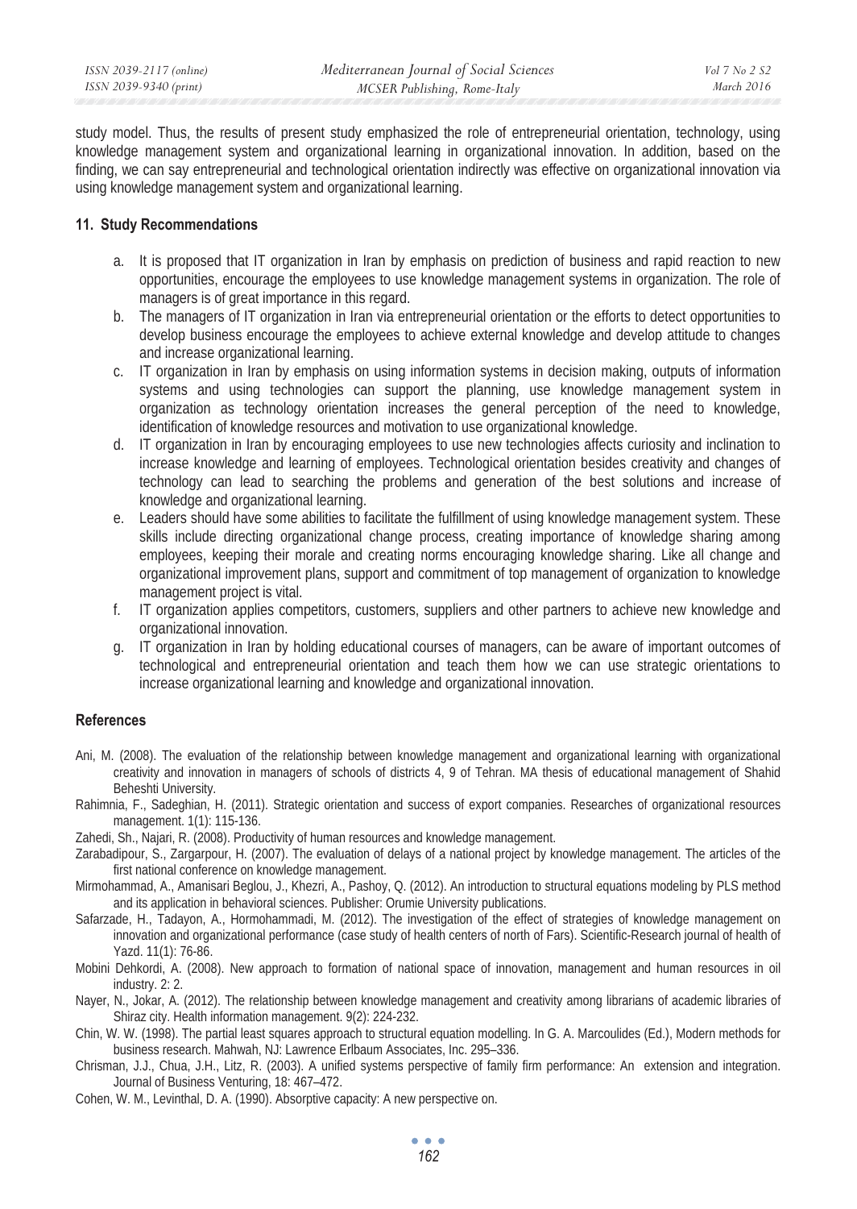study model. Thus, the results of present study emphasized the role of entrepreneurial orientation, technology, using knowledge management system and organizational learning in organizational innovation. In addition, based on the finding, we can say entrepreneurial and technological orientation indirectly was effective on organizational innovation via using knowledge management system and organizational learning.

## 11. Study Recommendations

a. It is proposed that IT organization in Iran by emphasis on prediction of business and rapid reaction to new opportunities, encourage the employees to use knowledge management systems in organization. The role of managers is of great importance in this regard.
b. The managers of IT organization in Iran via entrepreneurial orientation or the efforts to detect opportunities to develop business encourage the employees to achieve external knowledge and develop attitude to changes and increase organizational learning.
c. IT organization in Iran by emphasis on using information systems in decision making, outputs of information systems and using technologies can support the planning, use knowledge management system in organization as technology orientation increases the general perception of the need to knowledge, identification of knowledge resources and motivation to use organizational knowledge.
d. IT organization in Iran by encouraging employees to use new technologies affects curiosity and inclination to increase knowledge and learning of employees. Technological orientation besides creativity and changes of technology can lead to searching the problems and generation of the best solutions and increase of knowledge and organizational learning.
e. Leaders should have some abilities to facilitate the fulfillment of using knowledge management system. These skills include directing organizational change process, creating importance of knowledge sharing among employees, keeping their morale and creating norms encouraging knowledge sharing. Like all change and organizational improvement plans, support and commitment of top management of organization to knowledge management project is vital.
f. IT organization applies competitors, customers, suppliers and other partners to achieve new knowledge and organizational innovation.
g. IT organization in Iran by holding educational courses of managers, can be aware of important outcomes of technological and entrepreneurial orientation and teach them how we can use strategic orientations to increase organizational learning and knowledge and organizational innovation.

## References

Ani, M. (2008). The evaluation of the relationship between knowledge management and organizational learning with organizational creativity and innovation in managers of schools of districts 4, 9 of Tehran. MA thesis of educational management of Shahid Beheshti University.

Rahimnia, F., Sadeghian, H. (2011). Strategic orientation and success of export companies. Researches of organizational resources management. 1(1): 115-136.

Zahedi, Sh., Najari, R. (2008). Productivity of human resources and knowledge management.

Zarabadipour, S., Zargarpour, H. (2007). The evaluation of delays of a national project by knowledge management. The articles of the first national conference on knowledge management.

Mirmohammad, A., Amanisari Beglou, J., Khezri, A., Pashoy, Q. (2012). An introduction to structural equations modeling by PLS method and its application in behavioral sciences. Publisher: Orumie University publications.

Safarzade, H., Tadayon, A., Hormohammadi, M. (2012). The investigation of the effect of strategies of knowledge management on innovation and organizational performance (case study of health centers of north of Fars). Scientific-Research journal of health of Yazd. 11(1): 76-86.

Mobini Dehkordi, A. (2008). New approach to formation of national space of innovation, management and human resources in oil industry. 2: 2.

Nayer, N., Jokar, A. (2012). The relationship between knowledge management and creativity among librarians of academic libraries of Shiraz city. Health information management. 9(2): 224-232.

Chin, W. W. (1998). The partial least squares approach to structural equation modelling. In G. A. Marcoulides (Ed.), Modern methods for business research. Mahwah, NJ: Lawrence Erlbaum Associates, Inc. 295–336.

Chrisman, J.J., Chua, J.H., Litz, R. (2003). A unified systems perspective of family firm performance: An extension and integration. Journal of Business Venturing, 18: 467–472.

Cohen, W. M., Levinthal, D. A. (1990). Absorptive capacity: A new perspective on.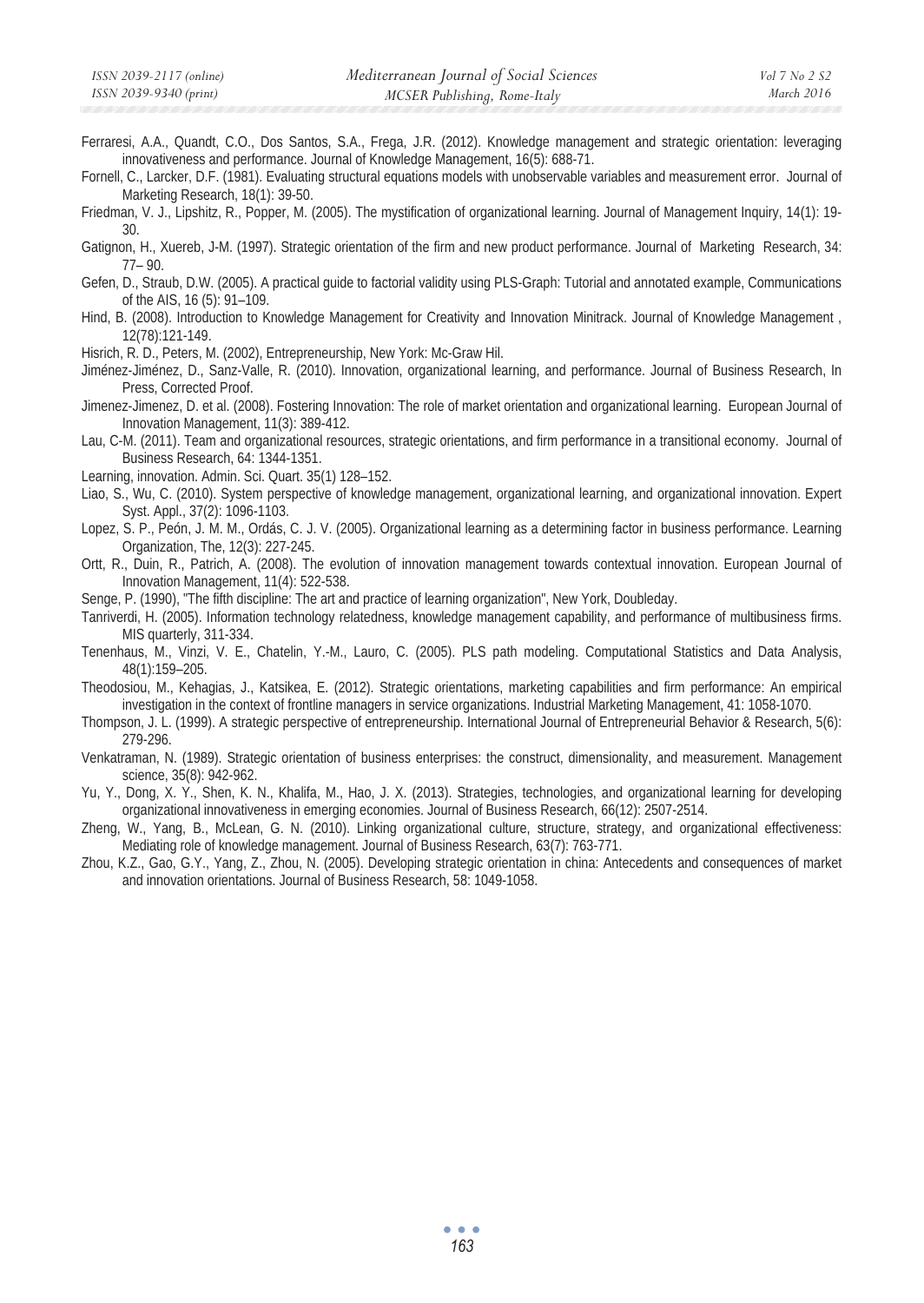Ferraresi, A.A., Quandt, C.O., Dos Santos, S.A., Frega, J.R. (2012). Knowledge management and strategic orientation: leveraging innovativeness and performance. Journal of Knowledge Management, 16(5): 688-71.

Fornell, C., Larcker, D.F. (1981). Evaluating structural equations models with unobservable variables and measurement error. Journal of Marketing Research, 18(1): 39-50.

Friedman, V. J., Lipshitz, R., Popper, M. (2005). The mystification of organizational learning. Journal of Management Inquiry, 14(1): 19-30.

Gatignon, H., Xuereb, J-M. (1997). Strategic orientation of the firm and new product performance. Journal of Marketing Research, 34: 77– 90.

Gefen, D., Straub, D.W. (2005). A practical guide to factorial validity using PLS-Graph: Tutorial and annotated example, Communications of the AIS, 16 (5): 91–109.

Hind, B. (2008). Introduction to Knowledge Management for Creativity and Innovation Minitrack. Journal of Knowledge Management , 12(78):121-149.

Hisrich, R. D., Peters, M. (2002), Entrepreneurship, New York: Mc-Graw Hil.

Jiménez-Jiménez, D., Sanz-Valle, R. (2010). Innovation, organizational learning, and performance. Journal of Business Research, In Press, Corrected Proof.

Jimenez-Jimenez, D. et al. (2008). Fostering Innovation: The role of market orientation and organizational learning. European Journal of Innovation Management, 11(3): 389-412.

Lau, C-M. (2011). Team and organizational resources, strategic orientations, and firm performance in a transitional economy. Journal of Business Research, 64: 1344-1351.

Learning, innovation. Admin. Sci. Quart. 35(1) 128–152.

Liao, S., Wu, C. (2010). System perspective of knowledge management, organizational learning, and organizational innovation. Expert Syst. Appl., 37(2): 1096-1103.

Lopez, S. P., Peón, J. M. M., Ordás, C. J. V. (2005). Organizational learning as a determining factor in business performance. Learning Organization, The, 12(3): 227-245.

Ortt, R., Duin, R., Patrich, A. (2008). The evolution of innovation management towards contextual innovation. European Journal of Innovation Management, 11(4): 522-538.

Senge, P. (1990), "The fifth discipline: The art and practice of learning organization", New York, Doubleday.

Tanriverdi, H. (2005). Information technology relatedness, knowledge management capability, and performance of multibusiness firms. MIS quarterly, 311-334.

Tenenhaus, M., Vinzi, V. E., Chatelin, Y.-M., Lauro, C. (2005). PLS path modeling. Computational Statistics and Data Analysis, 48(1):159–205.

Theodosiou, M., Kehagias, J., Katsikea, E. (2012). Strategic orientations, marketing capabilities and firm performance: An empirical investigation in the context of frontline managers in service organizations. Industrial Marketing Management, 41: 1058-1070.

Thompson, J. L. (1999). A strategic perspective of entrepreneurship. International Journal of Entrepreneurial Behavior & Research, 5(6): 279-296.

Venkatraman, N. (1989). Strategic orientation of business enterprises: the construct, dimensionality, and measurement. Management science, 35(8): 942-962.

Yu, Y., Dong, X. Y., Shen, K. N., Khalifa, M., Hao, J. X. (2013). Strategies, technologies, and organizational learning for developing organizational innovativeness in emerging economies. Journal of Business Research, 66(12): 2507-2514.

Zheng, W., Yang, B., McLean, G. N. (2010). Linking organizational culture, structure, strategy, and organizational effectiveness: Mediating role of knowledge management. Journal of Business Research, 63(7): 763-771.

Zhou, K.Z., Gao, G.Y., Yang, Z., Zhou, N. (2005). Developing strategic orientation in china: Antecedents and consequences of market and innovation orientations. Journal of Business Research, 58: 1049-1058.